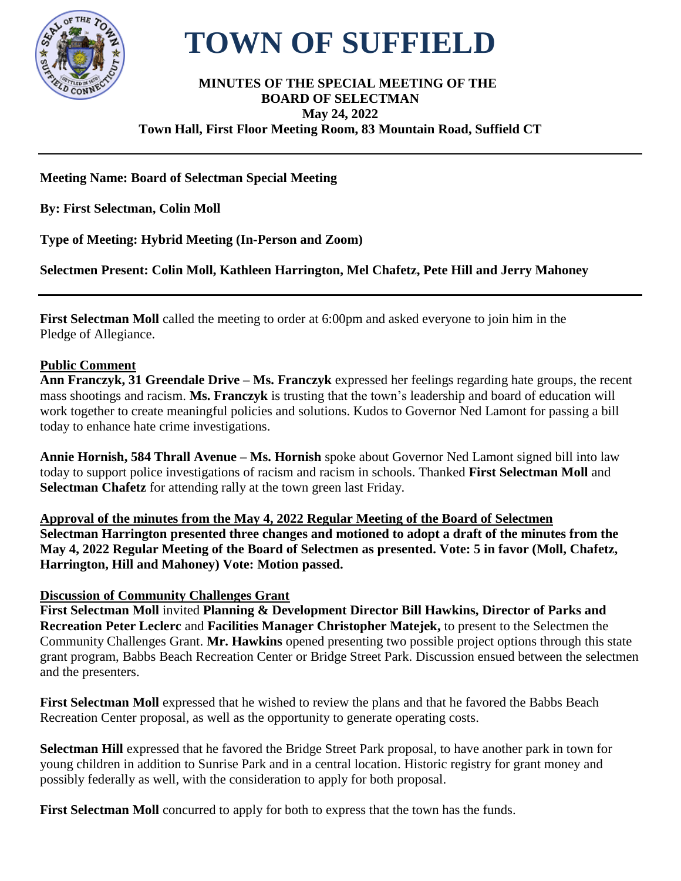# TOWN OF SUFFIELD

**MINUTES OF THE SPECIAL MEETING OF THE BOARD OF SELECTMAN**
**May 24, 2022**
**Town Hall, First Floor Meeting Room, 83 Mountain Road, Suffield CT**

---

**Meeting Name: Board of Selectman Special Meeting**

**By: First Selectman, Colin Moll**

**Type of Meeting: Hybrid Meeting (In-Person and Zoom)**

**Selectmen Present: Colin Moll, Kathleen Harrington, Mel Chafetz, Pete Hill and Jerry Mahoney**

---

**First Selectman Moll** called the meeting to order at 6:00pm and asked everyone to join him in the Pledge of Allegiance.

**Public Comment**

**Ann Franczyk, 31 Greendale Drive – Ms. Franczyk** expressed her feelings regarding hate groups, the recent mass shootings and racism. **Ms. Franczyk** is trusting that the town's leadership and board of education will work together to create meaningful policies and solutions. Kudos to Governor Ned Lamont for passing a bill today to enhance hate crime investigations.

**Annie Hornish, 584 Thrall Avenue – Ms. Hornish** spoke about Governor Ned Lamont signed bill into law today to support police investigations of racism and racism in schools. Thanked **First Selectman Moll** and **Selectman Chafetz** for attending rally at the town green last Friday.

**Approval of the minutes from the May 4, 2022 Regular Meeting of the Board of Selectmen**

**Selectman Harrington presented three changes and motioned to adopt a draft of the minutes from the May 4, 2022 Regular Meeting of the Board of Selectmen as presented. Vote: 5 in favor (Moll, Chafetz, Harrington, Hill and Mahoney) Vote: Motion passed.**

**Discussion of Community Challenges Grant**

**First Selectman Moll** invited **Planning & Development Director Bill Hawkins, Director of Parks and Recreation Peter Leclerc** and **Facilities Manager Christopher Matejek,** to present to the Selectmen the Community Challenges Grant. **Mr. Hawkins** opened presenting two possible project options through this state grant program, Babbs Beach Recreation Center or Bridge Street Park. Discussion ensued between the selectmen and the presenters.

**First Selectman Moll** expressed that he wished to review the plans and that he favored the Babbs Beach Recreation Center proposal, as well as the opportunity to generate operating costs.

**Selectman Hill** expressed that he favored the Bridge Street Park proposal, to have another park in town for young children in addition to Sunrise Park and in a central location. Historic registry for grant money and possibly federally as well, with the consideration to apply for both proposal.

**First Selectman Moll** concurred to apply for both to express that the town has the funds.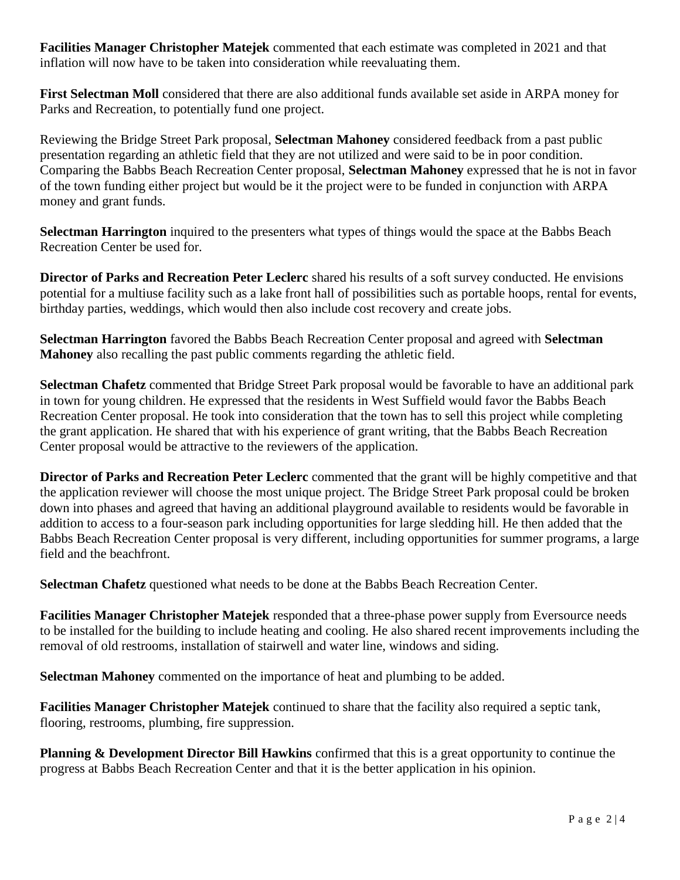**Facilities Manager Christopher Matejek** commented that each estimate was completed in 2021 and that inflation will now have to be taken into consideration while reevaluating them.

**First Selectman Moll** considered that there are also additional funds available set aside in ARPA money for Parks and Recreation, to potentially fund one project.

Reviewing the Bridge Street Park proposal, **Selectman Mahoney** considered feedback from a past public presentation regarding an athletic field that they are not utilized and were said to be in poor condition. Comparing the Babbs Beach Recreation Center proposal, **Selectman Mahoney** expressed that he is not in favor of the town funding either project but would be it the project were to be funded in conjunction with ARPA money and grant funds.

**Selectman Harrington** inquired to the presenters what types of things would the space at the Babbs Beach Recreation Center be used for.

**Director of Parks and Recreation Peter Leclerc** shared his results of a soft survey conducted. He envisions potential for a multiuse facility such as a lake front hall of possibilities such as portable hoops, rental for events, birthday parties, weddings, which would then also include cost recovery and create jobs.

**Selectman Harrington** favored the Babbs Beach Recreation Center proposal and agreed with **Selectman Mahoney** also recalling the past public comments regarding the athletic field.

**Selectman Chafetz** commented that Bridge Street Park proposal would be favorable to have an additional park in town for young children. He expressed that the residents in West Suffield would favor the Babbs Beach Recreation Center proposal. He took into consideration that the town has to sell this project while completing the grant application. He shared that with his experience of grant writing, that the Babbs Beach Recreation Center proposal would be attractive to the reviewers of the application.

**Director of Parks and Recreation Peter Leclerc** commented that the grant will be highly competitive and that the application reviewer will choose the most unique project. The Bridge Street Park proposal could be broken down into phases and agreed that having an additional playground available to residents would be favorable in addition to access to a four-season park including opportunities for large sledding hill. He then added that the Babbs Beach Recreation Center proposal is very different, including opportunities for summer programs, a large field and the beachfront.

**Selectman Chafetz** questioned what needs to be done at the Babbs Beach Recreation Center.

**Facilities Manager Christopher Matejek** responded that a three-phase power supply from Eversource needs to be installed for the building to include heating and cooling. He also shared recent improvements including the removal of old restrooms, installation of stairwell and water line, windows and siding.

**Selectman Mahoney** commented on the importance of heat and plumbing to be added.

**Facilities Manager Christopher Matejek** continued to share that the facility also required a septic tank, flooring, restrooms, plumbing, fire suppression.

**Planning & Development Director Bill Hawkins** confirmed that this is a great opportunity to continue the progress at Babbs Beach Recreation Center and that it is the better application in his opinion.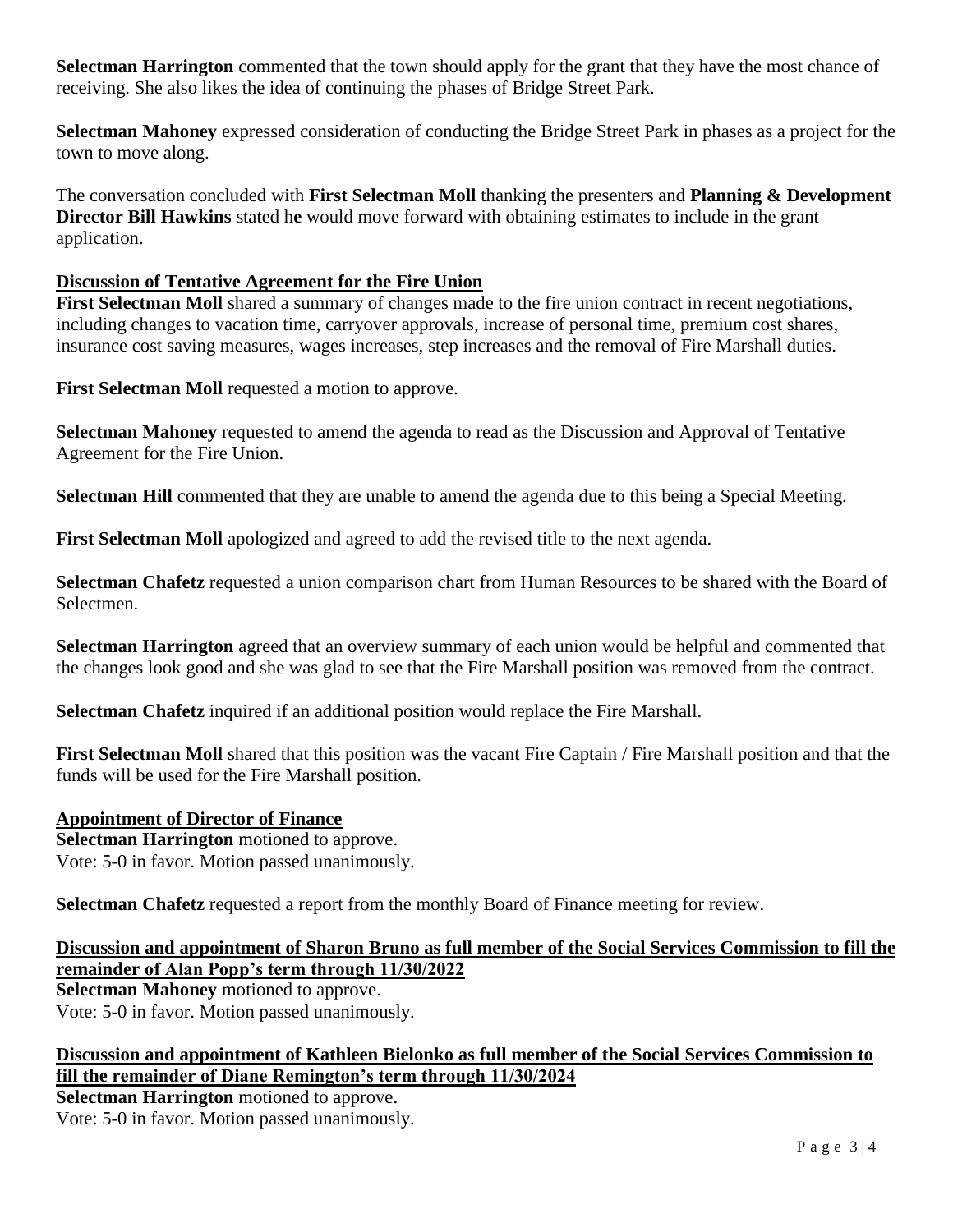**Selectman Harrington** commented that the town should apply for the grant that they have the most chance of receiving. She also likes the idea of continuing the phases of Bridge Street Park.

**Selectman Mahoney** expressed consideration of conducting the Bridge Street Park in phases as a project for the town to move along.

The conversation concluded with **First Selectman Moll** thanking the presenters and **Planning & Development Director Bill Hawkins** stated he would move forward with obtaining estimates to include in the grant application.

**Discussion of Tentative Agreement for the Fire Union**

**First Selectman Moll** shared a summary of changes made to the fire union contract in recent negotiations, including changes to vacation time, carryover approvals, increase of personal time, premium cost shares, insurance cost saving measures, wages increases, step increases and the removal of Fire Marshall duties.

**First Selectman Moll** requested a motion to approve.

**Selectman Mahoney** requested to amend the agenda to read as the Discussion and Approval of Tentative Agreement for the Fire Union.

**Selectman Hill** commented that they are unable to amend the agenda due to this being a Special Meeting.

**First Selectman Moll** apologized and agreed to add the revised title to the next agenda.

**Selectman Chafetz** requested a union comparison chart from Human Resources to be shared with the Board of Selectmen.

**Selectman Harrington** agreed that an overview summary of each union would be helpful and commented that the changes look good and she was glad to see that the Fire Marshall position was removed from the contract.

**Selectman Chafetz** inquired if an additional position would replace the Fire Marshall.

**First Selectman Moll** shared that this position was the vacant Fire Captain / Fire Marshall position and that the funds will be used for the Fire Marshall position.

**Appointment of Director of Finance**

**Selectman Harrington** motioned to approve.
Vote: 5-0 in favor. Motion passed unanimously.

**Selectman Chafetz** requested a report from the monthly Board of Finance meeting for review.

**Discussion and appointment of Sharon Bruno as full member of the Social Services Commission to fill the remainder of Alan Popp's term through 11/30/2022**

**Selectman Mahoney** motioned to approve.
Vote: 5-0 in favor. Motion passed unanimously.

**Discussion and appointment of Kathleen Bielonko as full member of the Social Services Commission to fill the remainder of Diane Remington's term through 11/30/2024**

**Selectman Harrington** motioned to approve.
Vote: 5-0 in favor. Motion passed unanimously.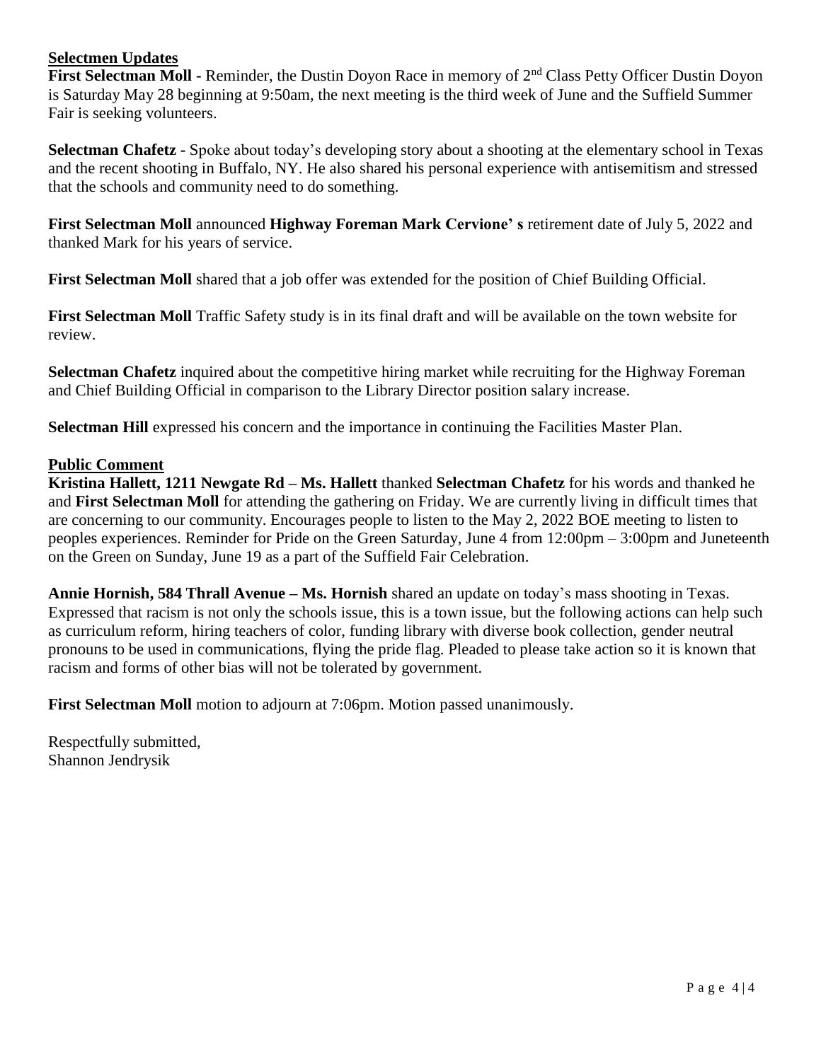**Selectmen Updates**

**First Selectman Moll -** Reminder, the Dustin Doyon Race in memory of 2nd Class Petty Officer Dustin Doyon is Saturday May 28 beginning at 9:50am, the next meeting is the third week of June and the Suffield Summer Fair is seeking volunteers.

**Selectman Chafetz -** Spoke about today's developing story about a shooting at the elementary school in Texas and the recent shooting in Buffalo, NY. He also shared his personal experience with antisemitism and stressed that the schools and community need to do something.

**First Selectman Moll** announced **Highway Foreman Mark Cervione' s** retirement date of July 5, 2022 and thanked Mark for his years of service.

**First Selectman Moll** shared that a job offer was extended for the position of Chief Building Official.

**First Selectman Moll** Traffic Safety study is in its final draft and will be available on the town website for review.

**Selectman Chafetz** inquired about the competitive hiring market while recruiting for the Highway Foreman and Chief Building Official in comparison to the Library Director position salary increase.

**Selectman Hill** expressed his concern and the importance in continuing the Facilities Master Plan.

**Public Comment**

**Kristina Hallett, 1211 Newgate Rd – Ms. Hallett** thanked **Selectman Chafetz** for his words and thanked he and **First Selectman Moll** for attending the gathering on Friday. We are currently living in difficult times that are concerning to our community. Encourages people to listen to the May 2, 2022 BOE meeting to listen to peoples experiences. Reminder for Pride on the Green Saturday, June 4 from 12:00pm – 3:00pm and Juneteenth on the Green on Sunday, June 19 as a part of the Suffield Fair Celebration.

**Annie Hornish, 584 Thrall Avenue – Ms. Hornish** shared an update on today's mass shooting in Texas. Expressed that racism is not only the schools issue, this is a town issue, but the following actions can help such as curriculum reform, hiring teachers of color, funding library with diverse book collection, gender neutral pronouns to be used in communications, flying the pride flag. Pleaded to please take action so it is known that racism and forms of other bias will not be tolerated by government.

**First Selectman Moll** motion to adjourn at 7:06pm. Motion passed unanimously.

Respectfully submitted,
Shannon Jendrysik